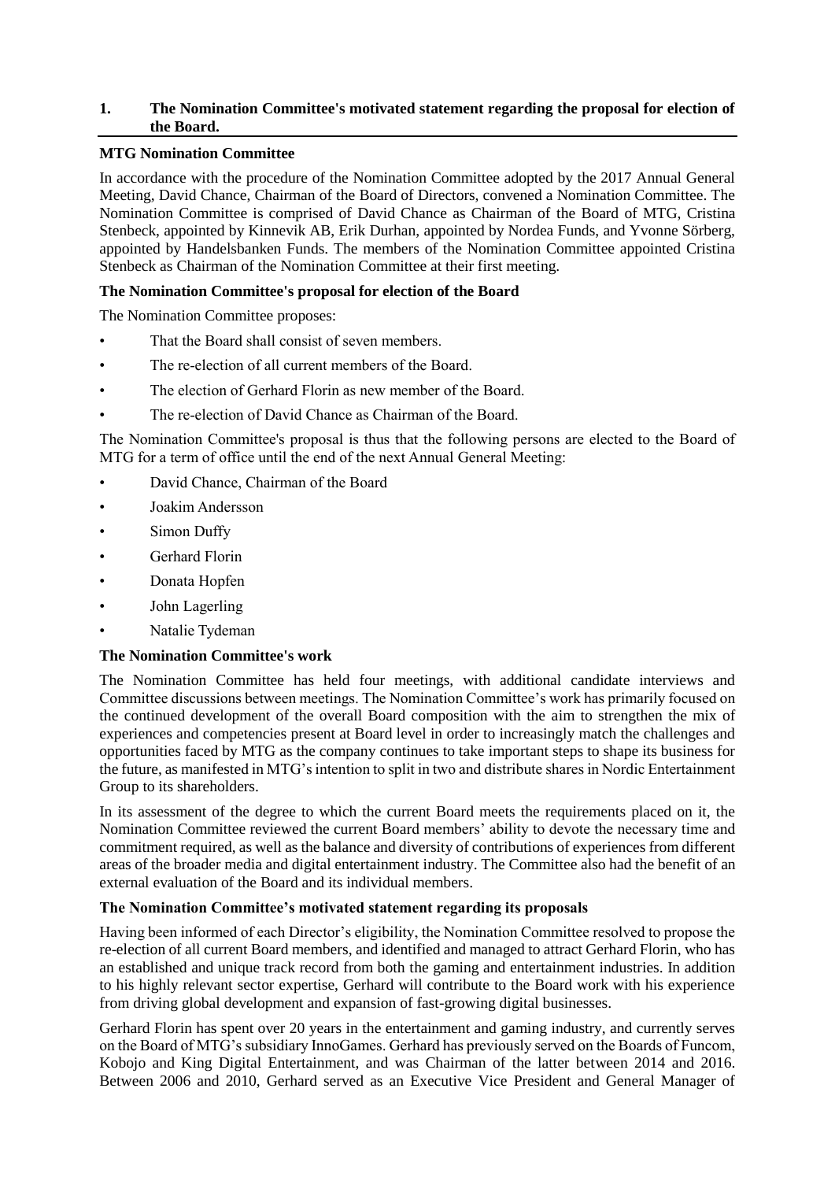## 1. The Nomination Committee's motivated statement regarding the proposal for election of the Board.

### MTG Nomination Committee

In accordance with the procedure of the Nomination Committee adopted by the 2017 Annual General Meeting, David Chance, Chairman of the Board of Directors, convened a Nomination Committee. The Nomination Committee is comprised of David Chance as Chairman of the Board of MTG, Cristina Stenbeck, appointed by Kinnevik AB, Erik Durhan, appointed by Nordea Funds, and Yvonne Sörberg, appointed by Handelsbanken Funds. The members of the Nomination Committee appointed Cristina Stenbeck as Chairman of the Nomination Committee at their first meeting.

### The Nomination Committee's proposal for election of the Board

The Nomination Committee proposes:

- That the Board shall consist of seven members.
- The re-election of all current members of the Board.
- The election of Gerhard Florin as new member of the Board.
- The re-election of David Chance as Chairman of the Board.

The Nomination Committee's proposal is thus that the following persons are elected to the Board of MTG for a term of office until the end of the next Annual General Meeting:

- David Chance, Chairman of the Board
- Joakim Andersson
- Simon Duffy
- Gerhard Florin
- Donata Hopfen
- John Lagerling
- Natalie Tydeman

### The Nomination Committee's work

The Nomination Committee has held four meetings, with additional candidate interviews and Committee discussions between meetings. The Nomination Committee's work has primarily focused on the continued development of the overall Board composition with the aim to strengthen the mix of experiences and competencies present at Board level in order to increasingly match the challenges and opportunities faced by MTG as the company continues to take important steps to shape its business for the future, as manifested in MTG's intention to split in two and distribute shares in Nordic Entertainment Group to its shareholders.

In its assessment of the degree to which the current Board meets the requirements placed on it, the Nomination Committee reviewed the current Board members' ability to devote the necessary time and commitment required, as well as the balance and diversity of contributions of experiences from different areas of the broader media and digital entertainment industry. The Committee also had the benefit of an external evaluation of the Board and its individual members.

### The Nomination Committee's motivated statement regarding its proposals

Having been informed of each Director's eligibility, the Nomination Committee resolved to propose the re-election of all current Board members, and identified and managed to attract Gerhard Florin, who has an established and unique track record from both the gaming and entertainment industries. In addition to his highly relevant sector expertise, Gerhard will contribute to the Board work with his experience from driving global development and expansion of fast-growing digital businesses.

Gerhard Florin has spent over 20 years in the entertainment and gaming industry, and currently serves on the Board of MTG's subsidiary InnoGames. Gerhard has previously served on the Boards of Funcom, Kobojo and King Digital Entertainment, and was Chairman of the latter between 2014 and 2016. Between 2006 and 2010, Gerhard served as an Executive Vice President and General Manager of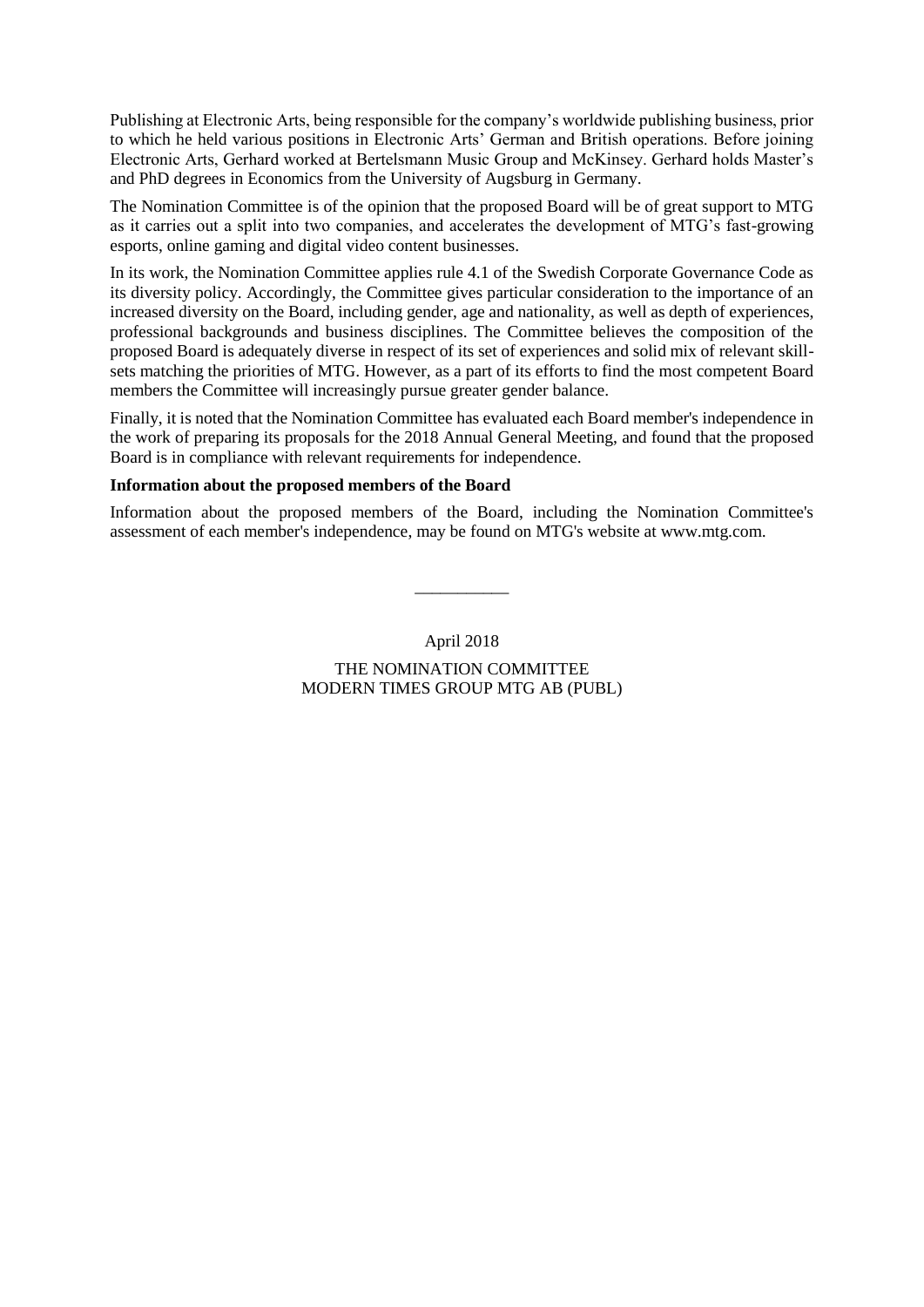Publishing at Electronic Arts, being responsible for the company's worldwide publishing business, prior to which he held various positions in Electronic Arts' German and British operations. Before joining Electronic Arts, Gerhard worked at Bertelsmann Music Group and McKinsey. Gerhard holds Master's and PhD degrees in Economics from the University of Augsburg in Germany.

The Nomination Committee is of the opinion that the proposed Board will be of great support to MTG as it carries out a split into two companies, and accelerates the development of MTG's fast-growing esports, online gaming and digital video content businesses.

In its work, the Nomination Committee applies rule 4.1 of the Swedish Corporate Governance Code as its diversity policy. Accordingly, the Committee gives particular consideration to the importance of an increased diversity on the Board, including gender, age and nationality, as well as depth of experiences, professional backgrounds and business disciplines. The Committee believes the composition of the proposed Board is adequately diverse in respect of its set of experiences and solid mix of relevant skill-sets matching the priorities of MTG. However, as a part of its efforts to find the most competent Board members the Committee will increasingly pursue greater gender balance.

Finally, it is noted that the Nomination Committee has evaluated each Board member's independence in the work of preparing its proposals for the 2018 Annual General Meeting, and found that the proposed Board is in compliance with relevant requirements for independence.

**Information about the proposed members of the Board**

Information about the proposed members of the Board, including the Nomination Committee's assessment of each member's independence, may be found on MTG's website at www.mtg.com.

\_\_\_\_\_\_\_\_\_\_\_

April 2018

THE NOMINATION COMMITTEE
MODERN TIMES GROUP MTG AB (PUBL)